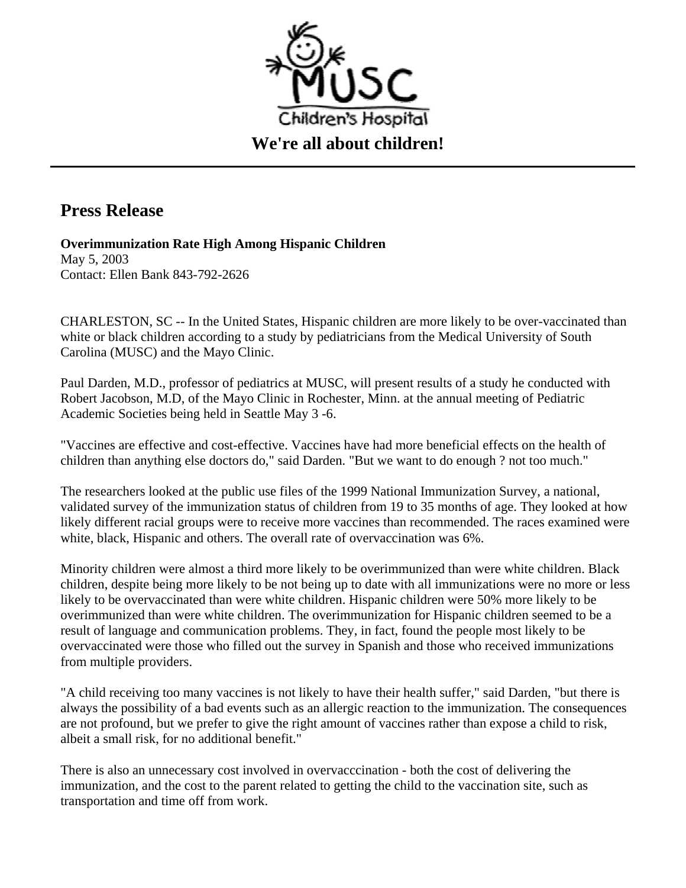MUSC Children's Hospital

**We're all about children!**

## Press Release

**Overimmunization Rate High Among Hispanic Children**
May 5, 2003
Contact: Ellen Bank 843-792-2626

CHARLESTON, SC -- In the United States, Hispanic children are more likely to be over-vaccinated than white or black children according to a study by pediatricians from the Medical University of South Carolina (MUSC) and the Mayo Clinic.

Paul Darden, M.D., professor of pediatrics at MUSC, will present results of a study he conducted with Robert Jacobson, M.D, of the Mayo Clinic in Rochester, Minn. at the annual meeting of Pediatric Academic Societies being held in Seattle May 3 -6.

"Vaccines are effective and cost-effective. Vaccines have had more beneficial effects on the health of children than anything else doctors do," said Darden. "But we want to do enough ? not too much."

The researchers looked at the public use files of the 1999 National Immunization Survey, a national, validated survey of the immunization status of children from 19 to 35 months of age. They looked at how likely different racial groups were to receive more vaccines than recommended. The races examined were white, black, Hispanic and others. The overall rate of overvaccination was 6%.

Minority children were almost a third more likely to be overimmunized than were white children. Black children, despite being more likely to be not being up to date with all immunizations were no more or less likely to be overvaccinated than were white children. Hispanic children were 50% more likely to be overimmunized than were white children. The overimmunization for Hispanic children seemed to be a result of language and communication problems. They, in fact, found the people most likely to be overvaccinated were those who filled out the survey in Spanish and those who received immunizations from multiple providers.

"A child receiving too many vaccines is not likely to have their health suffer," said Darden, "but there is always the possibility of a bad events such as an allergic reaction to the immunization. The consequences are not profound, but we prefer to give the right amount of vaccines rather than expose a child to risk, albeit a small risk, for no additional benefit."

There is also an unnecessary cost involved in overvacccination - both the cost of delivering the immunization, and the cost to the parent related to getting the child to the vaccination site, such as transportation and time off from work.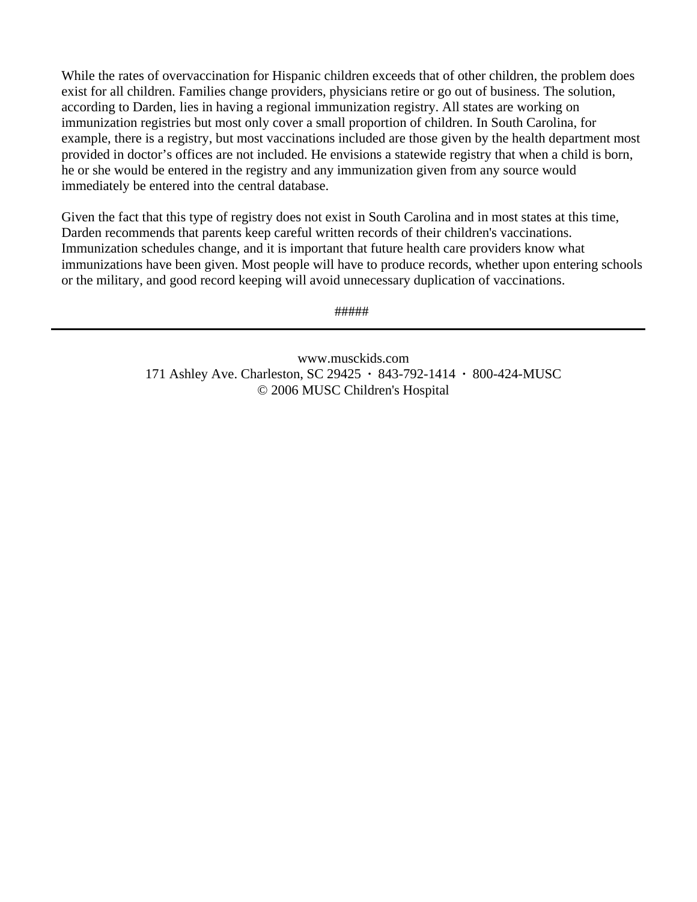While the rates of overvaccination for Hispanic children exceeds that of other children, the problem does exist for all children. Families change providers, physicians retire or go out of business. The solution, according to Darden, lies in having a regional immunization registry. All states are working on immunization registries but most only cover a small proportion of children. In South Carolina, for example, there is a registry, but most vaccinations included are those given by the health department most provided in doctor's offices are not included. He envisions a statewide registry that when a child is born, he or she would be entered in the registry and any immunization given from any source would immediately be entered into the central database.

Given the fact that this type of registry does not exist in South Carolina and in most states at this time, Darden recommends that parents keep careful written records of their children's vaccinations. Immunization schedules change, and it is important that future health care providers know what immunizations have been given. Most people will have to produce records, whether upon entering schools or the military, and good record keeping will avoid unnecessary duplication of vaccinations.

#####

---

www.musckids.com
171 Ashley Ave. Charleston, SC 29425 · 843-792-1414 · 800-424-MUSC
© 2006 MUSC Children's Hospital